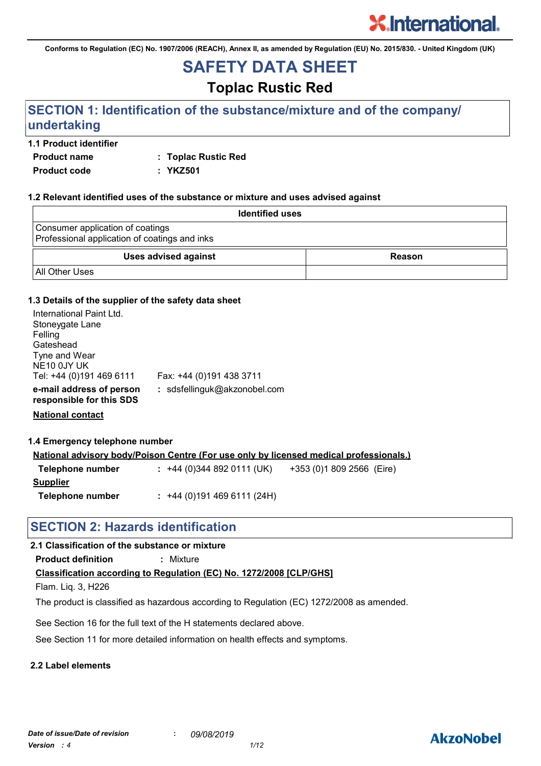Conforms to Regulation (EC) No. 1907/2006 (REACH), Annex II, as amended by Regulation (EU) No. 2015/830. - United Kingdom (UK)

# SAFETY DATA SHEET

## Toplac Rustic Red

## SECTION 1: Identification of the substance/mixture and of the company/ undertaking

### 1.1 Product identifier

**Product name** : **Toplac Rustic Red**

**Product code** : **YKZ501**

### 1.2 Relevant identified uses of the substance or mixture and uses advised against

| Identified uses |
|---|
| Consumer application of coatings<br>Professional application of coatings and inks |

| Uses advised against | Reason |
|---|---|
| All Other Uses | |

### 1.3 Details of the supplier of the safety data sheet

International Paint Ltd.
Stoneygate Lane
Felling
Gateshead
Tyne and Wear
NE10 0JY UK
Tel: +44 (0)191 469 6111 Fax: +44 (0)191 438 3711

**e-mail address of person responsible for this SDS** : sdsfellinguk@akzonobel.com

**National contact**

### 1.4 Emergency telephone number

**National advisory body/Poison Centre (For use only by licensed medical professionals.)**

**Telephone number** : +44 (0)344 892 0111 (UK) +353 (0)1 809 2566 (Eire)

**Supplier**

**Telephone number** : +44 (0)191 469 6111 (24H)

## SECTION 2: Hazards identification

### 2.1 Classification of the substance or mixture

**Product definition** : Mixture

**Classification according to Regulation (EC) No. 1272/2008 [CLP/GHS]**

Flam. Liq. 3, H226

The product is classified as hazardous according to Regulation (EC) 1272/2008 as amended.

See Section 16 for the full text of the H statements declared above.

See Section 11 for more detailed information on health effects and symptoms.

### 2.2 Label elements

*Date of issue/Date of revision* : *09/08/2019*

*Version : 4*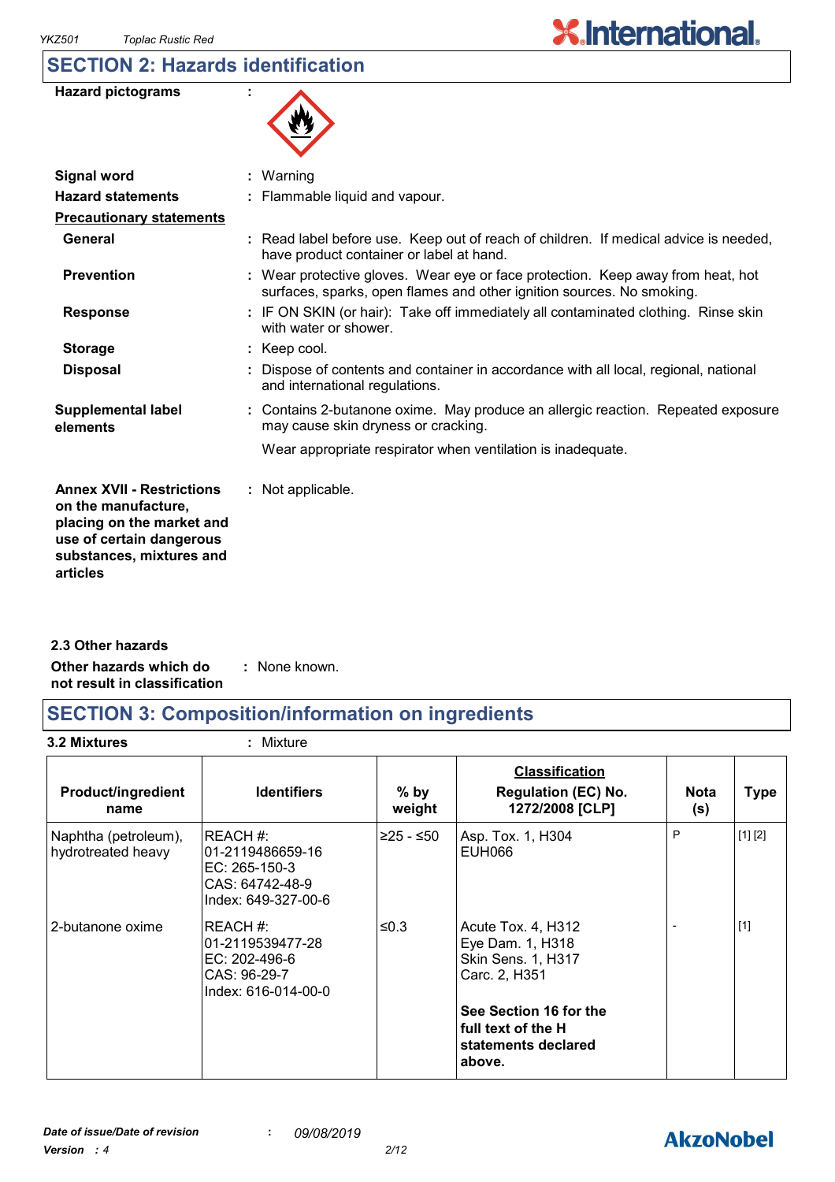## SECTION 2: Hazards identification

| | | |
|---|---|---|
| **Hazard pictograms** | : | |
| **Signal word** | : | Warning |
| **Hazard statements** | : | Flammable liquid and vapour. |

**Precautionary statements**

| | | |
|---|---|---|
| **General** | : | Read label before use. Keep out of reach of children. If medical advice is needed, have product container or label at hand. |
| **Prevention** | : | Wear protective gloves. Wear eye or face protection. Keep away from heat, hot surfaces, sparks, open flames and other ignition sources. No smoking. |
| **Response** | : | IF ON SKIN (or hair): Take off immediately all contaminated clothing. Rinse skin with water or shower. |
| **Storage** | : | Keep cool. |
| **Disposal** | : | Dispose of contents and container in accordance with all local, regional, national and international regulations. |
| **Supplemental label elements** | : | Contains 2-butanone oxime. May produce an allergic reaction. Repeated exposure may cause skin dryness or cracking. Wear appropriate respirator when ventilation is inadequate. |
| **Annex XVII - Restrictions on the manufacture, placing on the market and use of certain dangerous substances, mixtures and articles** | : | Not applicable. |

### 2.3 Other hazards

| | | |
|---|---|---|
| **Other hazards which do not result in classification** | : | None known. |

## SECTION 3: Composition/information on ingredients

**3.2 Mixtures** : Mixture

| Product/ingredient name | Identifiers | % by weight | **Classification** Regulation (EC) No. 1272/2008 [CLP] | Nota (s) | Type |
|---|---|---|---|---|---|
| Naphtha (petroleum), hydrotreated heavy | REACH #: 01-2119486659-16<br>EC: 265-150-3<br>CAS: 64742-48-9<br>Index: 649-327-00-6 | ≥25 - ≤50 | Asp. Tox. 1, H304<br>EUH066 | P | [1] [2] |
| 2-butanone oxime | REACH #: 01-2119539477-28<br>EC: 202-496-6<br>CAS: 96-29-7<br>Index: 616-014-00-0 | ≤0.3 | Acute Tox. 4, H312<br>Eye Dam. 1, H318<br>Skin Sens. 1, H317<br>Carc. 2, H351<br>**See Section 16 for the full text of the H statements declared above.** | - | [1] |

*Date of issue/Date of revision* : *09/08/2019*
*Version : 4*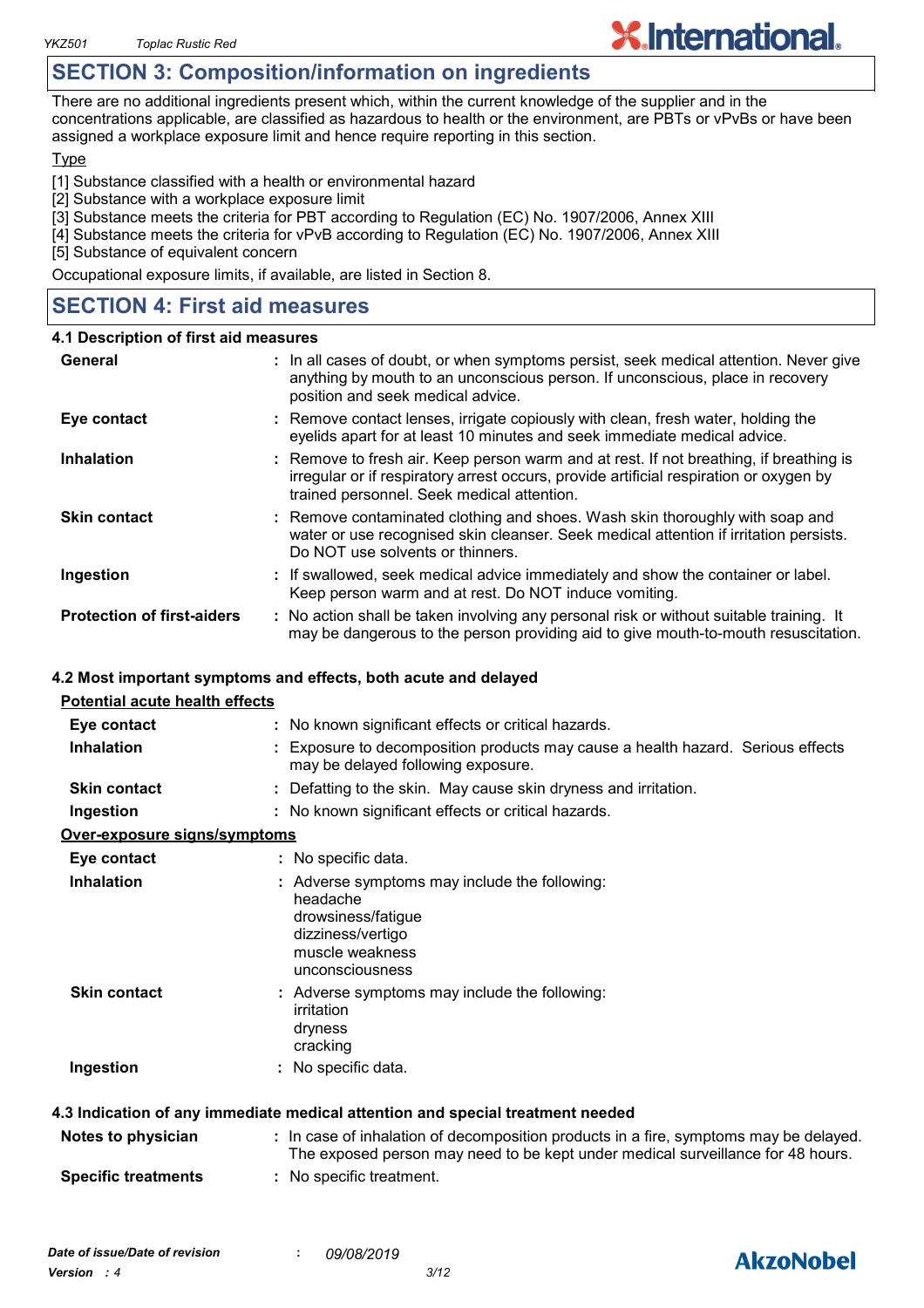## SECTION 3: Composition/information on ingredients

There are no additional ingredients present which, within the current knowledge of the supplier and in the concentrations applicable, are classified as hazardous to health or the environment, are PBTs or vPvBs or have been assigned a workplace exposure limit and hence require reporting in this section.

Type

[1] Substance classified with a health or environmental hazard
[2] Substance with a workplace exposure limit
[3] Substance meets the criteria for PBT according to Regulation (EC) No. 1907/2006, Annex XIII
[4] Substance meets the criteria for vPvB according to Regulation (EC) No. 1907/2006, Annex XIII
[5] Substance of equivalent concern

Occupational exposure limits, if available, are listed in Section 8.

## SECTION 4: First aid measures

### 4.1 Description of first aid measures

**General** : In all cases of doubt, or when symptoms persist, seek medical attention. Never give anything by mouth to an unconscious person. If unconscious, place in recovery position and seek medical advice.

**Eye contact** : Remove contact lenses, irrigate copiously with clean, fresh water, holding the eyelids apart for at least 10 minutes and seek immediate medical advice.

**Inhalation** : Remove to fresh air. Keep person warm and at rest. If not breathing, if breathing is irregular or if respiratory arrest occurs, provide artificial respiration or oxygen by trained personnel. Seek medical attention.

**Skin contact** : Remove contaminated clothing and shoes. Wash skin thoroughly with soap and water or use recognised skin cleanser. Seek medical attention if irritation persists. Do NOT use solvents or thinners.

**Ingestion** : If swallowed, seek medical advice immediately and show the container or label. Keep person warm and at rest. Do NOT induce vomiting.

**Protection of first-aiders** : No action shall be taken involving any personal risk or without suitable training. It may be dangerous to the person providing aid to give mouth-to-mouth resuscitation.

### 4.2 Most important symptoms and effects, both acute and delayed

**Potential acute health effects**

**Eye contact** : No known significant effects or critical hazards.

**Inhalation** : Exposure to decomposition products may cause a health hazard. Serious effects may be delayed following exposure.

**Skin contact** : Defatting to the skin. May cause skin dryness and irritation.

**Ingestion** : No known significant effects or critical hazards.

**Over-exposure signs/symptoms**

**Eye contact** : No specific data.

**Inhalation** : Adverse symptoms may include the following:
headache
drowsiness/fatigue
dizziness/vertigo
muscle weakness
unconsciousness

**Skin contact** : Adverse symptoms may include the following:
irritation
dryness
cracking

**Ingestion** : No specific data.

### 4.3 Indication of any immediate medical attention and special treatment needed

**Notes to physician** : In case of inhalation of decomposition products in a fire, symptoms may be delayed. The exposed person may need to be kept under medical surveillance for 48 hours.

**Specific treatments** : No specific treatment.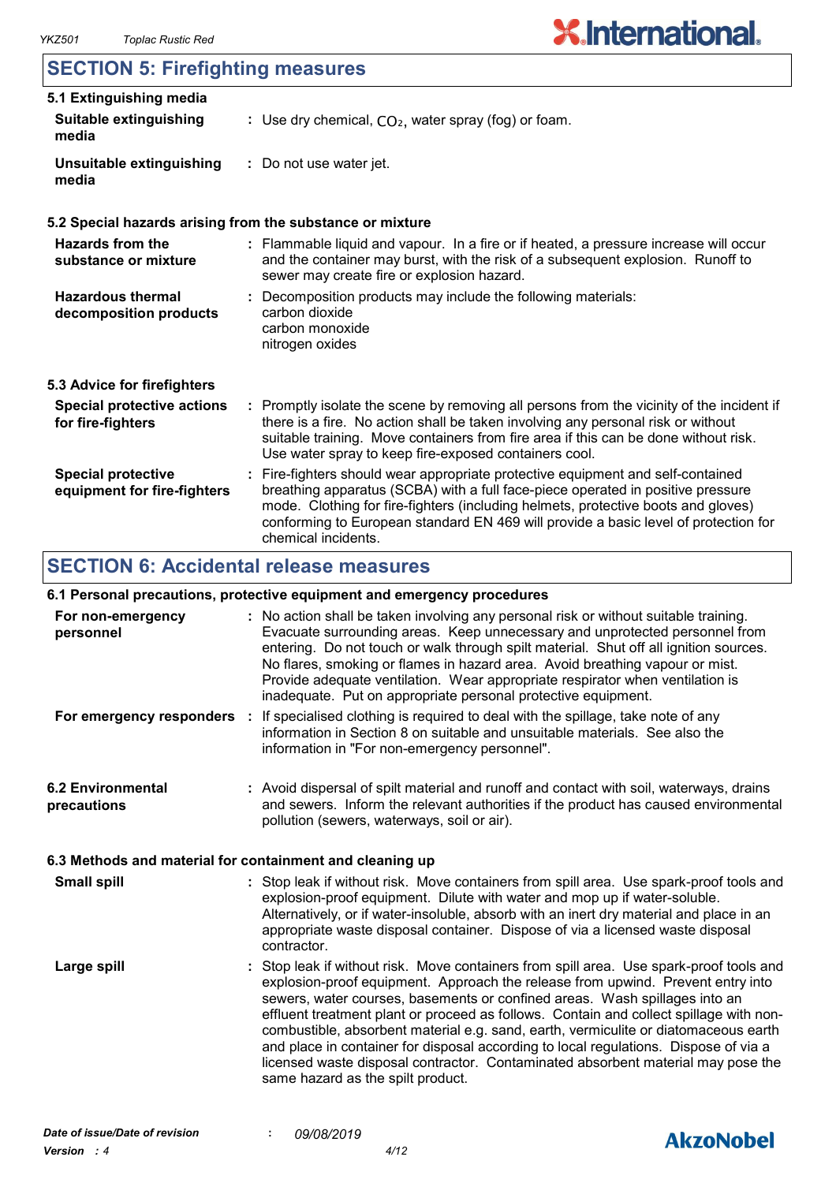## SECTION 5: Firefighting measures

### 5.1 Extinguishing media

**Suitable extinguishing media** : Use dry chemical, $CO_2$, water spray (fog) or foam.

**Unsuitable extinguishing media** : Do not use water jet.

### 5.2 Special hazards arising from the substance or mixture

**Hazards from the substance or mixture** : Flammable liquid and vapour. In a fire or if heated, a pressure increase will occur and the container may burst, with the risk of a subsequent explosion. Runoff to sewer may create fire or explosion hazard.

**Hazardous thermal decomposition products** : Decomposition products may include the following materials:
carbon dioxide
carbon monoxide
nitrogen oxides

### 5.3 Advice for firefighters

**Special protective actions for fire-fighters** : Promptly isolate the scene by removing all persons from the vicinity of the incident if there is a fire. No action shall be taken involving any personal risk or without suitable training. Move containers from fire area if this can be done without risk. Use water spray to keep fire-exposed containers cool.

**Special protective equipment for fire-fighters** : Fire-fighters should wear appropriate protective equipment and self-contained breathing apparatus (SCBA) with a full face-piece operated in positive pressure mode. Clothing for fire-fighters (including helmets, protective boots and gloves) conforming to European standard EN 469 will provide a basic level of protection for chemical incidents.

## SECTION 6: Accidental release measures

### 6.1 Personal precautions, protective equipment and emergency procedures

**For non-emergency personnel** : No action shall be taken involving any personal risk or without suitable training. Evacuate surrounding areas. Keep unnecessary and unprotected personnel from entering. Do not touch or walk through spilt material. Shut off all ignition sources. No flares, smoking or flames in hazard area. Avoid breathing vapour or mist. Provide adequate ventilation. Wear appropriate respirator when ventilation is inadequate. Put on appropriate personal protective equipment.

**For emergency responders** : If specialised clothing is required to deal with the spillage, take note of any information in Section 8 on suitable and unsuitable materials. See also the information in "For non-emergency personnel".

### 6.2 Environmental precautions

: Avoid dispersal of spilt material and runoff and contact with soil, waterways, drains and sewers. Inform the relevant authorities if the product has caused environmental pollution (sewers, waterways, soil or air).

### 6.3 Methods and material for containment and cleaning up

**Small spill** : Stop leak if without risk. Move containers from spill area. Use spark-proof tools and explosion-proof equipment. Dilute with water and mop up if water-soluble. Alternatively, or if water-insoluble, absorb with an inert dry material and place in an appropriate waste disposal container. Dispose of via a licensed waste disposal contractor.

**Large spill** : Stop leak if without risk. Move containers from spill area. Use spark-proof tools and explosion-proof equipment. Approach the release from upwind. Prevent entry into sewers, water courses, basements or confined areas. Wash spillages into an effluent treatment plant or proceed as follows. Contain and collect spillage with non-combustible, absorbent material e.g. sand, earth, vermiculite or diatomaceous earth and place in container for disposal according to local regulations. Dispose of via a licensed waste disposal contractor. Contaminated absorbent material may pose the same hazard as the spilt product.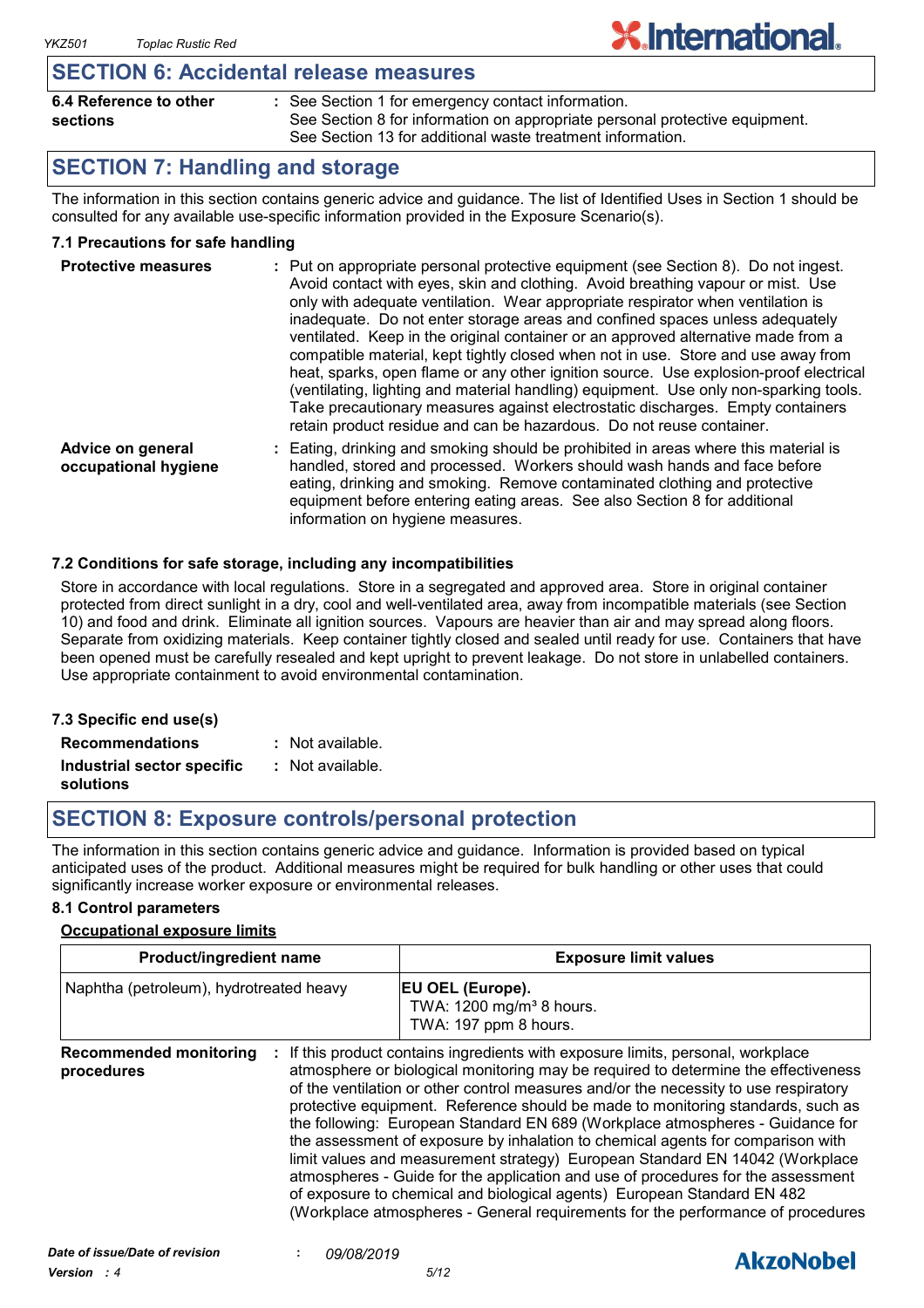## SECTION 6: Accidental release measures

**6.4 Reference to other sections** : See Section 1 for emergency contact information.
See Section 8 for information on appropriate personal protective equipment.
See Section 13 for additional waste treatment information.

## SECTION 7: Handling and storage

The information in this section contains generic advice and guidance. The list of Identified Uses in Section 1 should be consulted for any available use-specific information provided in the Exposure Scenario(s).

### 7.1 Precautions for safe handling

**Protective measures** : Put on appropriate personal protective equipment (see Section 8). Do not ingest. Avoid contact with eyes, skin and clothing. Avoid breathing vapour or mist. Use only with adequate ventilation. Wear appropriate respirator when ventilation is inadequate. Do not enter storage areas and confined spaces unless adequately ventilated. Keep in the original container or an approved alternative made from a compatible material, kept tightly closed when not in use. Store and use away from heat, sparks, open flame or any other ignition source. Use explosion-proof electrical (ventilating, lighting and material handling) equipment. Use only non-sparking tools. Take precautionary measures against electrostatic discharges. Empty containers retain product residue and can be hazardous. Do not reuse container.

**Advice on general occupational hygiene** : Eating, drinking and smoking should be prohibited in areas where this material is handled, stored and processed. Workers should wash hands and face before eating, drinking and smoking. Remove contaminated clothing and protective equipment before entering eating areas. See also Section 8 for additional information on hygiene measures.

### 7.2 Conditions for safe storage, including any incompatibilities

Store in accordance with local regulations. Store in a segregated and approved area. Store in original container protected from direct sunlight in a dry, cool and well-ventilated area, away from incompatible materials (see Section 10) and food and drink. Eliminate all ignition sources. Vapours are heavier than air and may spread along floors. Separate from oxidizing materials. Keep container tightly closed and sealed until ready for use. Containers that have been opened must be carefully resealed and kept upright to prevent leakage. Do not store in unlabelled containers. Use appropriate containment to avoid environmental contamination.

### 7.3 Specific end use(s)

**Recommendations** : Not available.

**Industrial sector specific solutions** : Not available.

## SECTION 8: Exposure controls/personal protection

The information in this section contains generic advice and guidance. Information is provided based on typical anticipated uses of the product. Additional measures might be required for bulk handling or other uses that could significantly increase worker exposure or environmental releases.

### 8.1 Control parameters

**Occupational exposure limits**

| Product/ingredient name | Exposure limit values |
|---|---|
| Naphtha (petroleum), hydrotreated heavy | **EU OEL (Europe).**<br>TWA: 1200 mg/m³ 8 hours.<br>TWA: 197 ppm 8 hours. |

**Recommended monitoring procedures** : If this product contains ingredients with exposure limits, personal, workplace atmosphere or biological monitoring may be required to determine the effectiveness of the ventilation or other control measures and/or the necessity to use respiratory protective equipment. Reference should be made to monitoring standards, such as the following: European Standard EN 689 (Workplace atmospheres - Guidance for the assessment of exposure by inhalation to chemical agents for comparison with limit values and measurement strategy) European Standard EN 14042 (Workplace atmospheres - Guide for the application and use of procedures for the assessment of exposure to chemical and biological agents) European Standard EN 482 (Workplace atmospheres - General requirements for the performance of procedures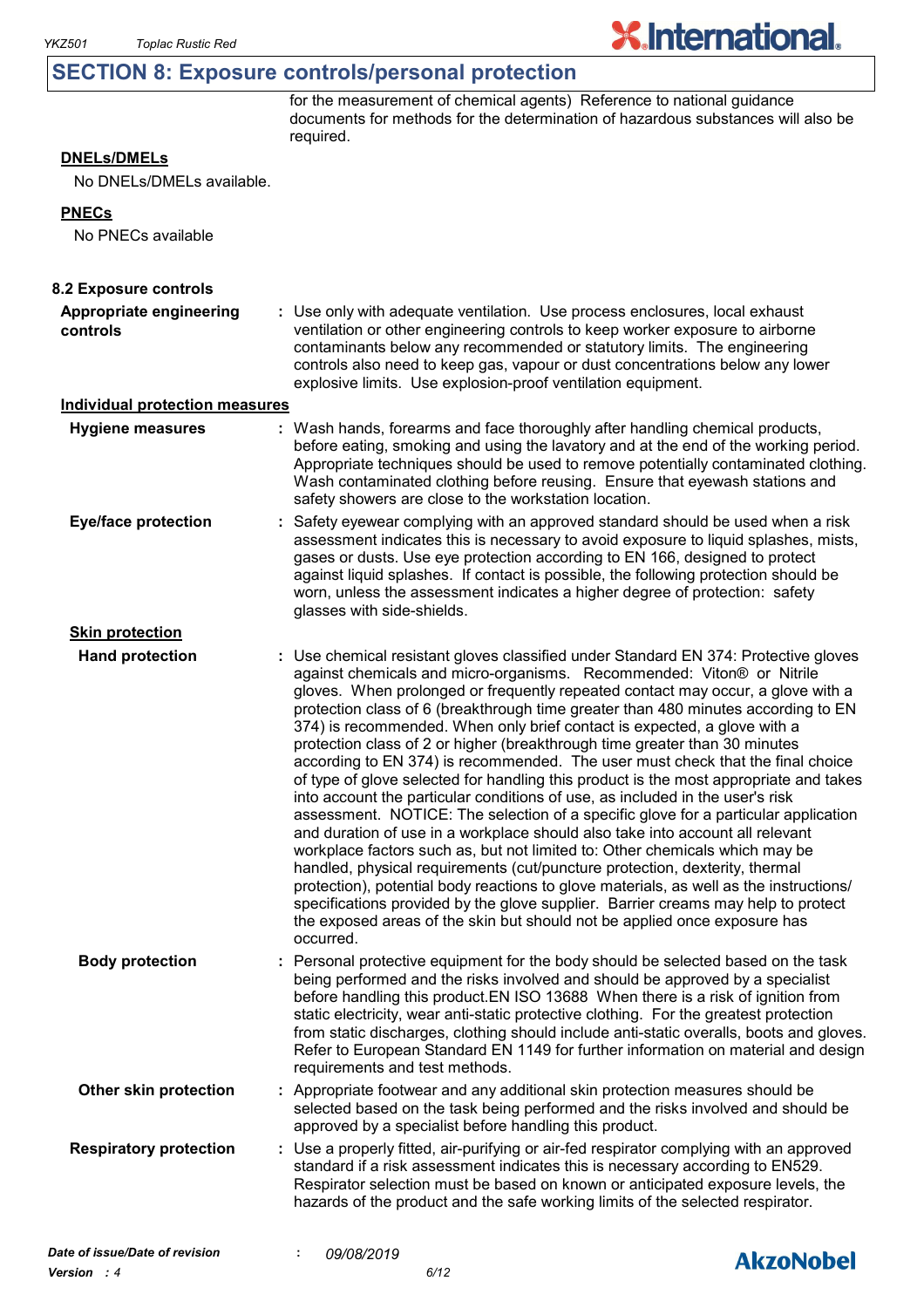## SECTION 8: Exposure controls/personal protection

for the measurement of chemical agents) Reference to national guidance documents for methods for the determination of hazardous substances will also be required.

**DNELs/DMELs**

No DNELs/DMELs available.

**PNECs**

No PNECs available

### 8.2 Exposure controls

**Appropriate engineering controls** : Use only with adequate ventilation. Use process enclosures, local exhaust ventilation or other engineering controls to keep worker exposure to airborne contaminants below any recommended or statutory limits. The engineering controls also need to keep gas, vapour or dust concentrations below any lower explosive limits. Use explosion-proof ventilation equipment.

**Individual protection measures**

**Hygiene measures** : Wash hands, forearms and face thoroughly after handling chemical products, before eating, smoking and using the lavatory and at the end of the working period. Appropriate techniques should be used to remove potentially contaminated clothing. Wash contaminated clothing before reusing. Ensure that eyewash stations and safety showers are close to the workstation location.

**Eye/face protection** : Safety eyewear complying with an approved standard should be used when a risk assessment indicates this is necessary to avoid exposure to liquid splashes, mists, gases or dusts. Use eye protection according to EN 166, designed to protect against liquid splashes. If contact is possible, the following protection should be worn, unless the assessment indicates a higher degree of protection: safety glasses with side-shields.

**Skin protection**

**Hand protection** : Use chemical resistant gloves classified under Standard EN 374: Protective gloves against chemicals and micro-organisms. Recommended: Viton® or Nitrile gloves. When prolonged or frequently repeated contact may occur, a glove with a protection class of 6 (breakthrough time greater than 480 minutes according to EN 374) is recommended. When only brief contact is expected, a glove with a protection class of 2 or higher (breakthrough time greater than 30 minutes according to EN 374) is recommended. The user must check that the final choice of type of glove selected for handling this product is the most appropriate and takes into account the particular conditions of use, as included in the user's risk assessment. NOTICE: The selection of a specific glove for a particular application and duration of use in a workplace should also take into account all relevant workplace factors such as, but not limited to: Other chemicals which may be handled, physical requirements (cut/puncture protection, dexterity, thermal protection), potential body reactions to glove materials, as well as the instructions/ specifications provided by the glove supplier. Barrier creams may help to protect the exposed areas of the skin but should not be applied once exposure has occurred.

**Body protection** : Personal protective equipment for the body should be selected based on the task being performed and the risks involved and should be approved by a specialist before handling this product.EN ISO 13688 When there is a risk of ignition from static electricity, wear anti-static protective clothing. For the greatest protection from static discharges, clothing should include anti-static overalls, boots and gloves. Refer to European Standard EN 1149 for further information on material and design requirements and test methods.

**Other skin protection** : Appropriate footwear and any additional skin protection measures should be selected based on the task being performed and the risks involved and should be approved by a specialist before handling this product.

**Respiratory protection** : Use a properly fitted, air-purifying or air-fed respirator complying with an approved standard if a risk assessment indicates this is necessary according to EN529. Respirator selection must be based on known or anticipated exposure levels, the hazards of the product and the safe working limits of the selected respirator.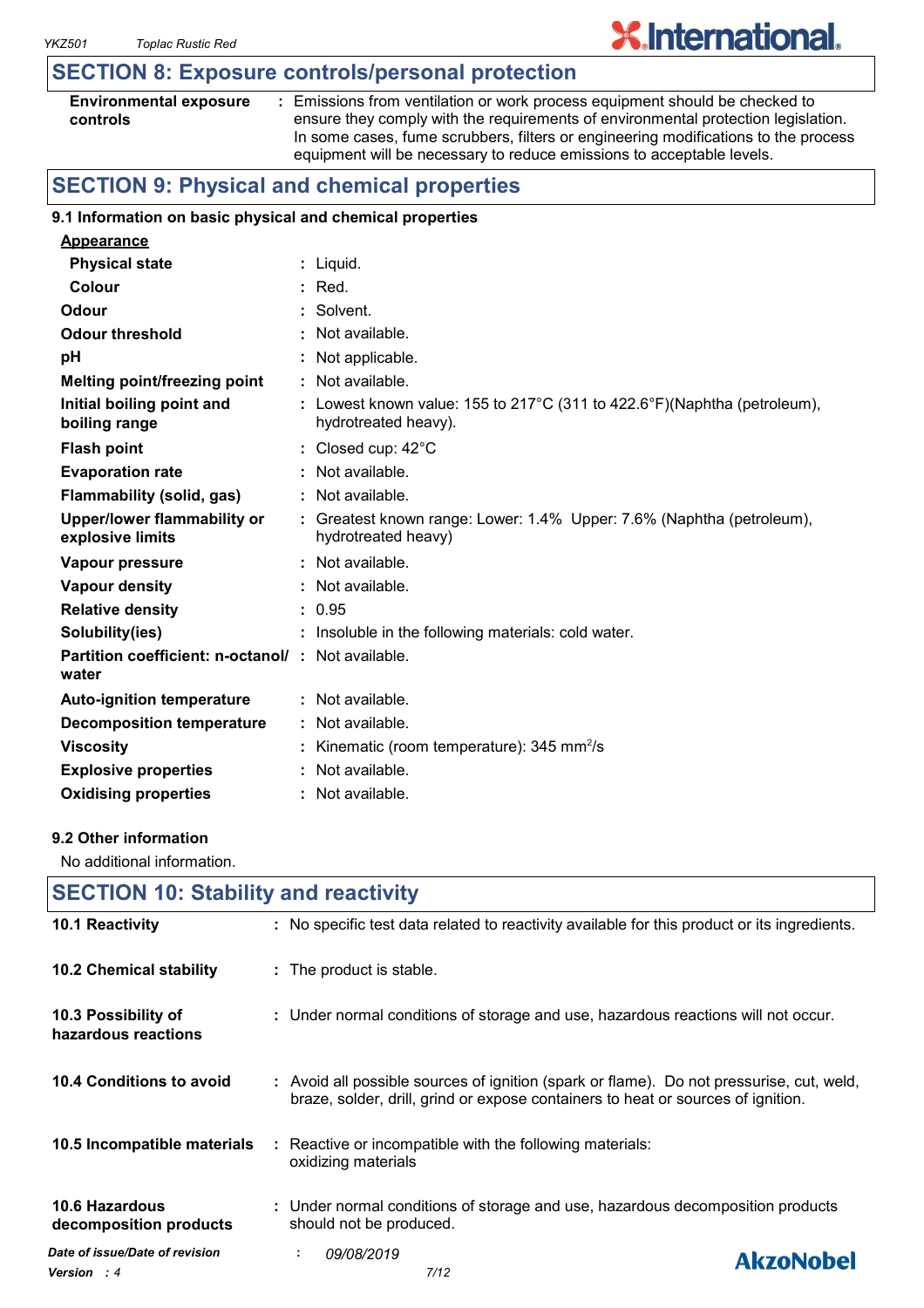## SECTION 8: Exposure controls/personal protection

| | |
|---|---|
| **Environmental exposure controls** | : Emissions from ventilation or work process equipment should be checked to ensure they comply with the requirements of environmental protection legislation. In some cases, fume scrubbers, filters or engineering modifications to the process equipment will be necessary to reduce emissions to acceptable levels. |

## SECTION 9: Physical and chemical properties

### 9.1 Information on basic physical and chemical properties

**Appearance**

| | |
|---|---|
| **Physical state** | : Liquid. |
| **Colour** | : Red. |
| **Odour** | : Solvent. |
| **Odour threshold** | : Not available. |
| **pH** | : Not applicable. |
| **Melting point/freezing point** | : Not available. |
| **Initial boiling point and boiling range** | : Lowest known value: 155 to 217°C (311 to 422.6°F)(Naphtha (petroleum), hydrotreated heavy). |
| **Flash point** | : Closed cup: 42°C |
| **Evaporation rate** | : Not available. |
| **Flammability (solid, gas)** | : Not available. |
| **Upper/lower flammability or explosive limits** | : Greatest known range: Lower: 1.4% Upper: 7.6% (Naphtha (petroleum), hydrotreated heavy) |
| **Vapour pressure** | : Not available. |
| **Vapour density** | : Not available. |
| **Relative density** | : 0.95 |
| **Solubility(ies)** | : Insoluble in the following materials: cold water. |
| **Partition coefficient: n-octanol/ water** | : Not available. |
| **Auto-ignition temperature** | : Not available. |
| **Decomposition temperature** | : Not available. |
| **Viscosity** | : Kinematic (room temperature): 345 $mm^2/s$ |
| **Explosive properties** | : Not available. |
| **Oxidising properties** | : Not available. |

### 9.2 Other information

No additional information.

## SECTION 10: Stability and reactivity

| | |
|---|---|
| **10.1 Reactivity** | : No specific test data related to reactivity available for this product or its ingredients. |
| **10.2 Chemical stability** | : The product is stable. |
| **10.3 Possibility of hazardous reactions** | : Under normal conditions of storage and use, hazardous reactions will not occur. |
| **10.4 Conditions to avoid** | : Avoid all possible sources of ignition (spark or flame). Do not pressurise, cut, weld, braze, solder, drill, grind or expose containers to heat or sources of ignition. |
| **10.5 Incompatible materials** | : Reactive or incompatible with the following materials: oxidizing materials |
| **10.6 Hazardous decomposition products** | : Under normal conditions of storage and use, hazardous decomposition products should not be produced. |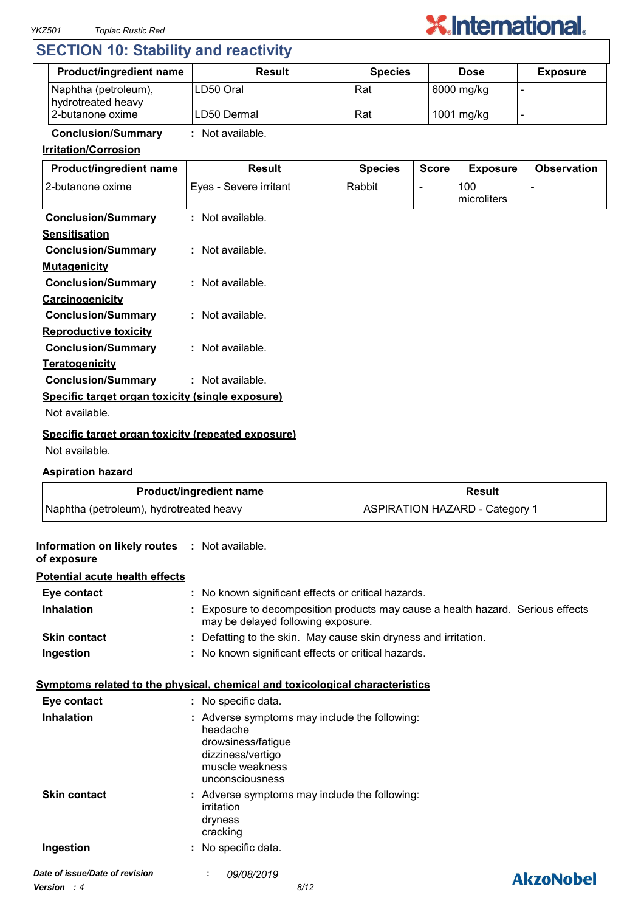## SECTION 10: Stability and reactivity

| Product/ingredient name | Result | Species | Dose | Exposure |
|---|---|---|---|---|
| Naphtha (petroleum), hydrotreated heavy | LD50 Oral | Rat | 6000 mg/kg | - |
| 2-butanone oxime | LD50 Dermal | Rat | 1001 mg/kg | - |

**Conclusion/Summary** : Not available.

**Irritation/Corrosion**

| Product/ingredient name | Result | Species | Score | Exposure | Observation |
|---|---|---|---|---|---|
| 2-butanone oxime | Eyes - Severe irritant | Rabbit | - | 100 microliters | - |

**Conclusion/Summary** : Not available.

**Sensitisation**

**Conclusion/Summary** : Not available.

**Mutagenicity**

**Conclusion/Summary** : Not available.

**Carcinogenicity**

**Conclusion/Summary** : Not available.

**Reproductive toxicity**

**Conclusion/Summary** : Not available.

**Teratogenicity**

**Conclusion/Summary** : Not available.

**Specific target organ toxicity (single exposure)**

Not available.

**Specific target organ toxicity (repeated exposure)**

Not available.

**Aspiration hazard**

| Product/ingredient name | Result |
|---|---|
| Naphtha (petroleum), hydrotreated heavy | ASPIRATION HAZARD - Category 1 |

**Information on likely routes of exposure** : Not available.

**Potential acute health effects**

**Eye contact** : No known significant effects or critical hazards.

**Inhalation** : Exposure to decomposition products may cause a health hazard. Serious effects may be delayed following exposure.

**Skin contact** : Defatting to the skin. May cause skin dryness and irritation.

**Ingestion** : No known significant effects or critical hazards.

**Symptoms related to the physical, chemical and toxicological characteristics**

**Eye contact** : No specific data.

**Inhalation** : Adverse symptoms may include the following:
headache
drowsiness/fatigue
dizziness/vertigo
muscle weakness
unconsciousness

**Skin contact** : Adverse symptoms may include the following:
irritation
dryness
cracking

**Ingestion** : No specific data.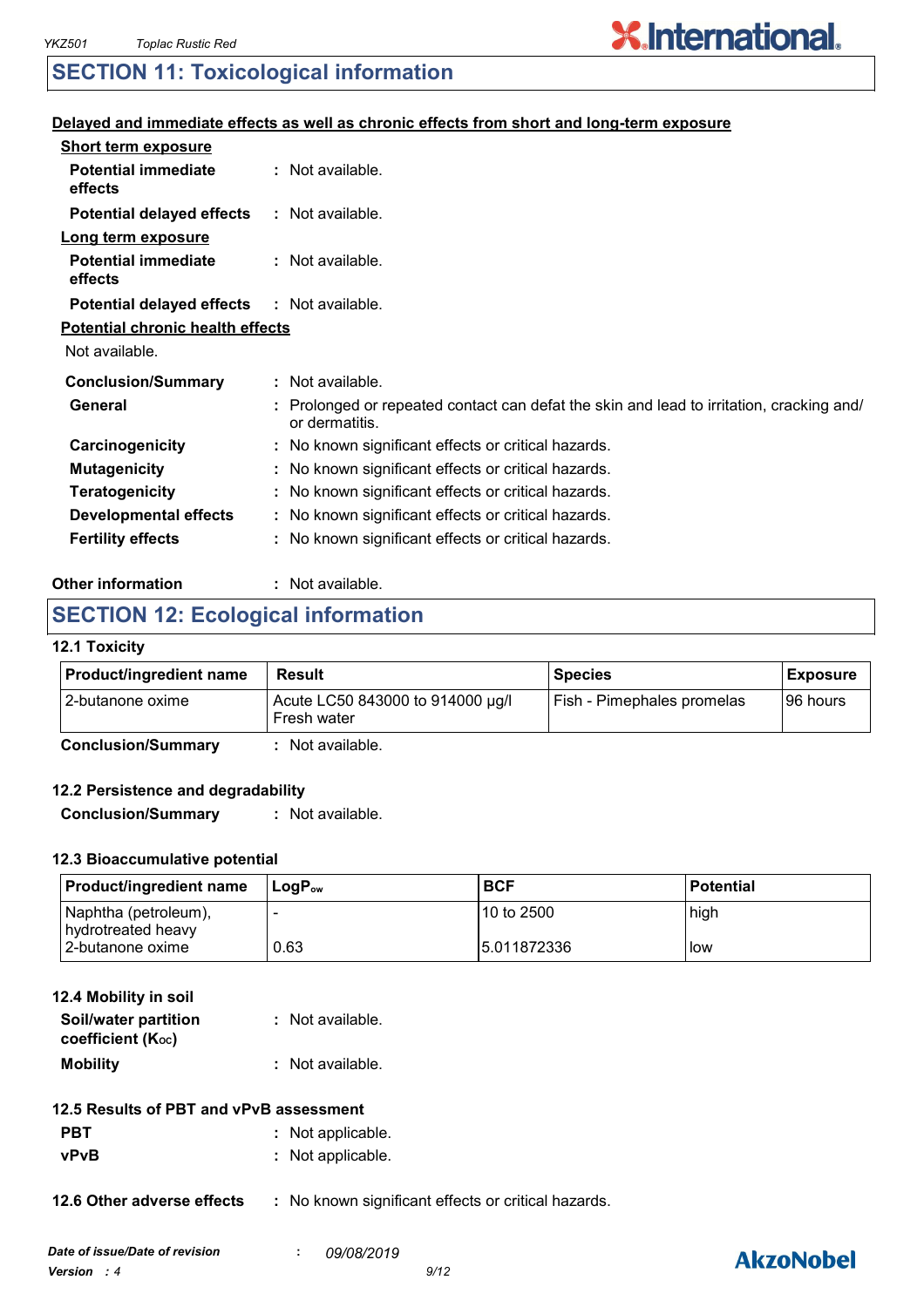## SECTION 11: Toxicological information

**Delayed and immediate effects as well as chronic effects from short and long-term exposure**

**Short term exposure**

**Potential immediate effects** : Not available.

**Potential delayed effects** : Not available.

**Long term exposure**

**Potential immediate effects** : Not available.

**Potential delayed effects** : Not available.

**Potential chronic health effects**

Not available.

**Conclusion/Summary** : Not available.

**General** : Prolonged or repeated contact can defat the skin and lead to irritation, cracking and/ or dermatitis.

**Carcinogenicity** : No known significant effects or critical hazards.

**Mutagenicity** : No known significant effects or critical hazards.

**Teratogenicity** : No known significant effects or critical hazards.

**Developmental effects** : No known significant effects or critical hazards.

**Fertility effects** : No known significant effects or critical hazards.

**Other information** : Not available.

## SECTION 12: Ecological information

### 12.1 Toxicity

| Product/ingredient name | Result | Species | Exposure |
|---|---|---|---|
| 2-butanone oxime | Acute LC50 843000 to 914000 µg/l Fresh water | Fish - Pimephales promelas | 96 hours |

**Conclusion/Summary** : Not available.

### 12.2 Persistence and degradability

**Conclusion/Summary** : Not available.

### 12.3 Bioaccumulative potential

| Product/ingredient name | $LogP_{ow}$ | BCF | Potential |
|---|---|---|---|
| Naphtha (petroleum), hydrotreated heavy | - | 10 to 2500 | high |
| 2-butanone oxime | 0.63 | 5.011872336 | low |

### 12.4 Mobility in soil

**Soil/water partition coefficient ($K_{OC}$)** : Not available.

**Mobility** : Not available.

### 12.5 Results of PBT and vPvB assessment

**PBT** : Not applicable.

**vPvB** : Not applicable.

**12.6 Other adverse effects** : No known significant effects or critical hazards.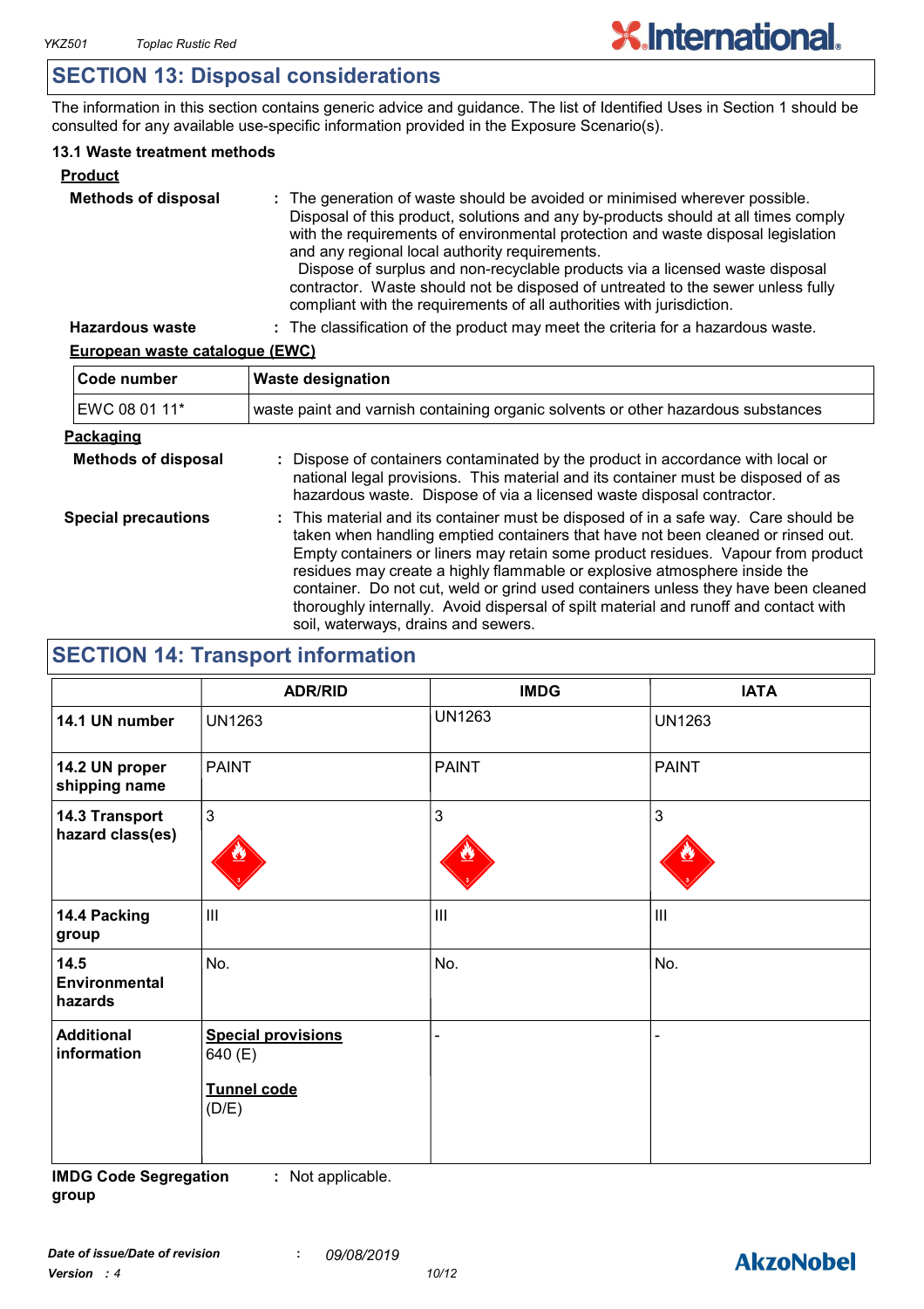## SECTION 13: Disposal considerations

The information in this section contains generic advice and guidance. The list of Identified Uses in Section 1 should be consulted for any available use-specific information provided in the Exposure Scenario(s).

### 13.1 Waste treatment methods

**Product**

**Methods of disposal** : The generation of waste should be avoided or minimised wherever possible. Disposal of this product, solutions and any by-products should at all times comply with the requirements of environmental protection and waste disposal legislation and any regional local authority requirements. Dispose of surplus and non-recyclable products via a licensed waste disposal contractor. Waste should not be disposed of untreated to the sewer unless fully compliant with the requirements of all authorities with jurisdiction.

**Hazardous waste** : The classification of the product may meet the criteria for a hazardous waste.

**European waste catalogue (EWC)**

| Code number | Waste designation |
|---|---|
| EWC 08 01 11* | waste paint and varnish containing organic solvents or other hazardous substances |

**Packaging**

**Methods of disposal** : Dispose of containers contaminated by the product in accordance with local or national legal provisions. This material and its container must be disposed of as hazardous waste. Dispose of via a licensed waste disposal contractor.

**Special precautions** : This material and its container must be disposed of in a safe way. Care should be taken when handling emptied containers that have not been cleaned or rinsed out. Empty containers or liners may retain some product residues. Vapour from product residues may create a highly flammable or explosive atmosphere inside the container. Do not cut, weld or grind used containers unless they have been cleaned thoroughly internally. Avoid dispersal of spilt material and runoff and contact with soil, waterways, drains and sewers.

## SECTION 14: Transport information

| | ADR/RID | IMDG | IATA |
|---|---|---|---|
| **14.1 UN number** | UN1263 | UN1263 | UN1263 |
| **14.2 UN proper shipping name** | PAINT | PAINT | PAINT |
| **14.3 Transport hazard class(es)** | 3 | 3 | 3 |
| **14.4 Packing group** | III | III | III |
| **14.5 Environmental hazards** | No. | No. | No. |
| **Additional information** | **Special provisions** 640 (E) **Tunnel code** (D/E) | - | - |

**IMDG Code Segregation group** : Not applicable.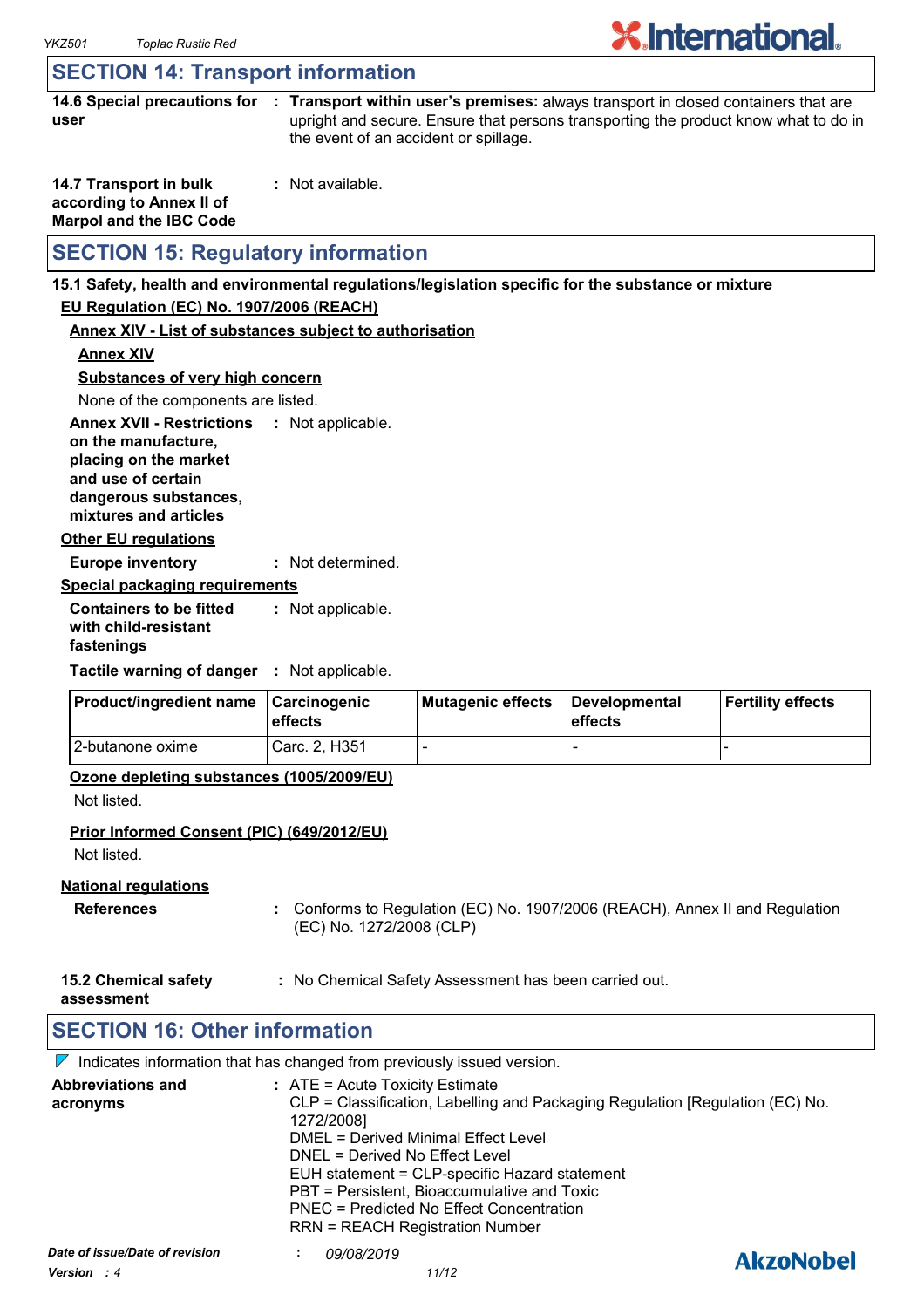## SECTION 14: Transport information

**14.6 Special precautions for user** : **Transport within user's premises:** always transport in closed containers that are upright and secure. Ensure that persons transporting the product know what to do in the event of an accident or spillage.

**14.7 Transport in bulk according to Annex II of Marpol and the IBC Code** : Not available.

## SECTION 15: Regulatory information

**15.1 Safety, health and environmental regulations/legislation specific for the substance or mixture**

**EU Regulation (EC) No. 1907/2006 (REACH)**

**Annex XIV - List of substances subject to authorisation**

**Annex XIV**

**Substances of very high concern**

None of the components are listed.

**Annex XVII - Restrictions on the manufacture, placing on the market and use of certain dangerous substances, mixtures and articles** : Not applicable.

**Other EU regulations**

**Europe inventory** : Not determined.

**Special packaging requirements**

**Containers to be fitted with child-resistant fastenings** : Not applicable.

**Tactile warning of danger** : Not applicable.

| Product/ingredient name | Carcinogenic effects | Mutagenic effects | Developmental effects | Fertility effects |
|---|---|---|---|---|
| 2-butanone oxime | Carc. 2, H351 | - | - | - |

**Ozone depleting substances (1005/2009/EU)**

Not listed.

**Prior Informed Consent (PIC) (649/2012/EU)**

Not listed.

**National regulations**

**References** : Conforms to Regulation (EC) No. 1907/2006 (REACH), Annex II and Regulation (EC) No. 1272/2008 (CLP)

**15.2 Chemical safety assessment** : No Chemical Safety Assessment has been carried out.

## SECTION 16: Other information

Indicates information that has changed from previously issued version.

**Abbreviations and acronyms** : ATE = Acute Toxicity Estimate
CLP = Classification, Labelling and Packaging Regulation [Regulation (EC) No. 1272/2008]
DMEL = Derived Minimal Effect Level
DNEL = Derived No Effect Level
EUH statement = CLP-specific Hazard statement
PBT = Persistent, Bioaccumulative and Toxic
PNEC = Predicted No Effect Concentration
RRN = REACH Registration Number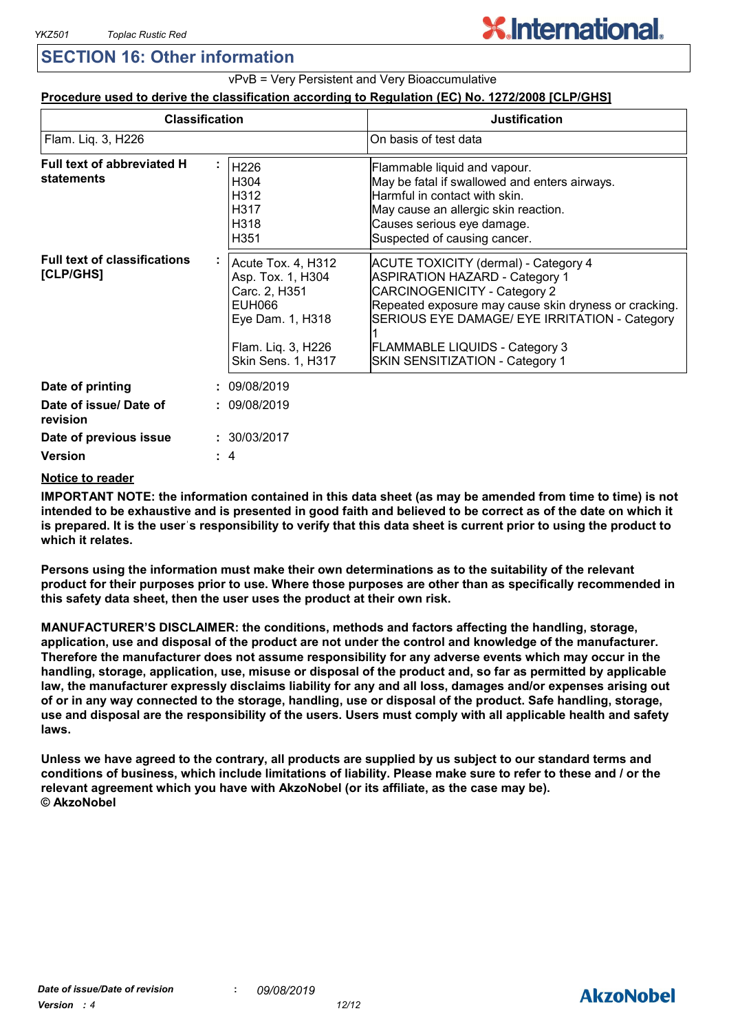## SECTION 16: Other information

vPvB = Very Persistent and Very Bioaccumulative

**Procedure used to derive the classification according to Regulation (EC) No. 1272/2008 [CLP/GHS]**

| Classification | Justification |
|---|---|
| Flam. Liq. 3, H226 | On basis of test data |

**Full text of abbreviated H statements** :

| | |
|---|---|
| H226 | Flammable liquid and vapour. |
| H304 | May be fatal if swallowed and enters airways. |
| H312 | Harmful in contact with skin. |
| H317 | May cause an allergic skin reaction. |
| H318 | Causes serious eye damage. |
| H351 | Suspected of causing cancer. |

**Full text of classifications [CLP/GHS]** :

| | |
|---|---|
| Acute Tox. 4, H312 | ACUTE TOXICITY (dermal) - Category 4 |
| Asp. Tox. 1, H304 | ASPIRATION HAZARD - Category 1 |
| Carc. 2, H351 | CARCINOGENICITY - Category 2 |
| EUH066 | Repeated exposure may cause skin dryness or cracking. |
| Eye Dam. 1, H318 | SERIOUS EYE DAMAGE/ EYE IRRITATION - Category 1 |
| Flam. Liq. 3, H226 | FLAMMABLE LIQUIDS - Category 3 |
| Skin Sens. 1, H317 | SKIN SENSITIZATION - Category 1 |

**Date of printing** : 09/08/2019

**Date of issue/ Date of revision** : 09/08/2019

**Date of previous issue** : 30/03/2017

**Version** : 4

**Notice to reader**

**IMPORTANT NOTE: the information contained in this data sheet (as may be amended from time to time) is not intended to be exhaustive and is presented in good faith and believed to be correct as of the date on which it is prepared. It is the user's responsibility to verify that this data sheet is current prior to using the product to which it relates.**

**Persons using the information must make their own determinations as to the suitability of the relevant product for their purposes prior to use. Where those purposes are other than as specifically recommended in this safety data sheet, then the user uses the product at their own risk.**

**MANUFACTURER'S DISCLAIMER: the conditions, methods and factors affecting the handling, storage, application, use and disposal of the product are not under the control and knowledge of the manufacturer. Therefore the manufacturer does not assume responsibility for any adverse events which may occur in the handling, storage, application, use, misuse or disposal of the product and, so far as permitted by applicable law, the manufacturer expressly disclaims liability for any and all loss, damages and/or expenses arising out of or in any way connected to the storage, handling, use or disposal of the product. Safe handling, storage, use and disposal are the responsibility of the users. Users must comply with all applicable health and safety laws.**

**Unless we have agreed to the contrary, all products are supplied by us subject to our standard terms and conditions of business, which include limitations of liability. Please make sure to refer to these and / or the relevant agreement which you have with AkzoNobel (or its affiliate, as the case may be).**
**© AkzoNobel**